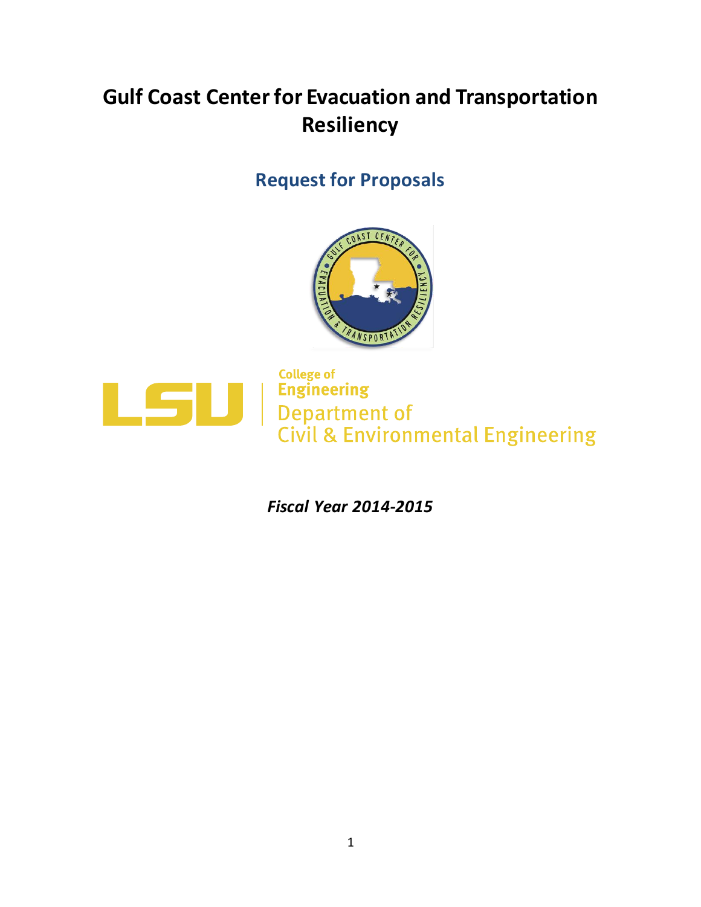# Gulf Coast Center for Evacuation and Transportation Resiliency

## Request for Proposals

LSU | College of Engineering
Department of Civil & Environmental Engineering

***Fiscal Year 2014-2015***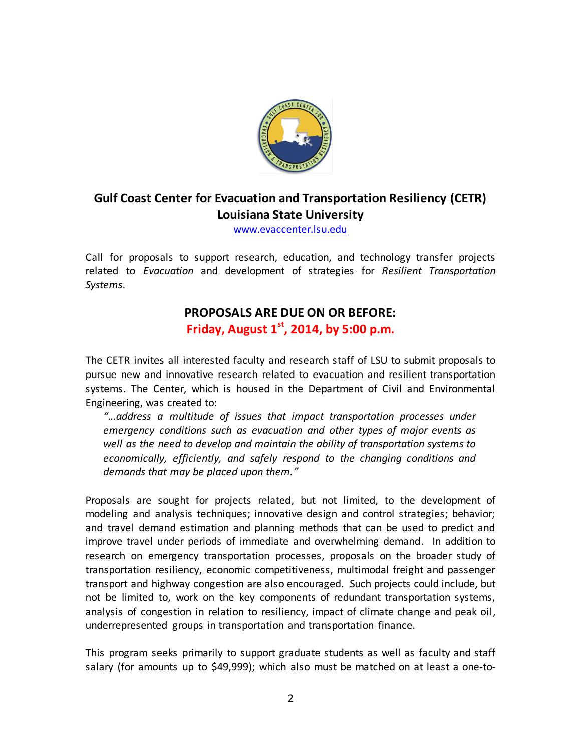## Gulf Coast Center for Evacuation and Transportation Resiliency (CETR)

## Louisiana State University

[www.evaccenter.lsu.edu](http://www.evaccenter.lsu.edu)

Call for proposals to support research, education, and technology transfer projects related to *Evacuation* and development of strategies for *Resilient Transportation Systems*.

### PROPOSALS ARE DUE ON OR BEFORE:

### Friday, August 1st, 2014, by 5:00 p.m.

The CETR invites all interested faculty and research staff of LSU to submit proposals to pursue new and innovative research related to evacuation and resilient transportation systems. The Center, which is housed in the Department of Civil and Environmental Engineering, was created to:

> *"…address a multitude of issues that impact transportation processes under emergency conditions such as evacuation and other types of major events as well as the need to develop and maintain the ability of transportation systems to economically, efficiently, and safely respond to the changing conditions and demands that may be placed upon them."*

Proposals are sought for projects related, but not limited, to the development of modeling and analysis techniques; innovative design and control strategies; behavior; and travel demand estimation and planning methods that can be used to predict and improve travel under periods of immediate and overwhelming demand. In addition to research on emergency transportation processes, proposals on the broader study of transportation resiliency, economic competitiveness, multimodal freight and passenger transport and highway congestion are also encouraged. Such projects could include, but not be limited to, work on the key components of redundant transportation systems, analysis of congestion in relation to resiliency, impact of climate change and peak oil, underrepresented groups in transportation and transportation finance.

This program seeks primarily to support graduate students as well as faculty and staff salary (for amounts up to $49,999); which also must be matched on at least a one-to-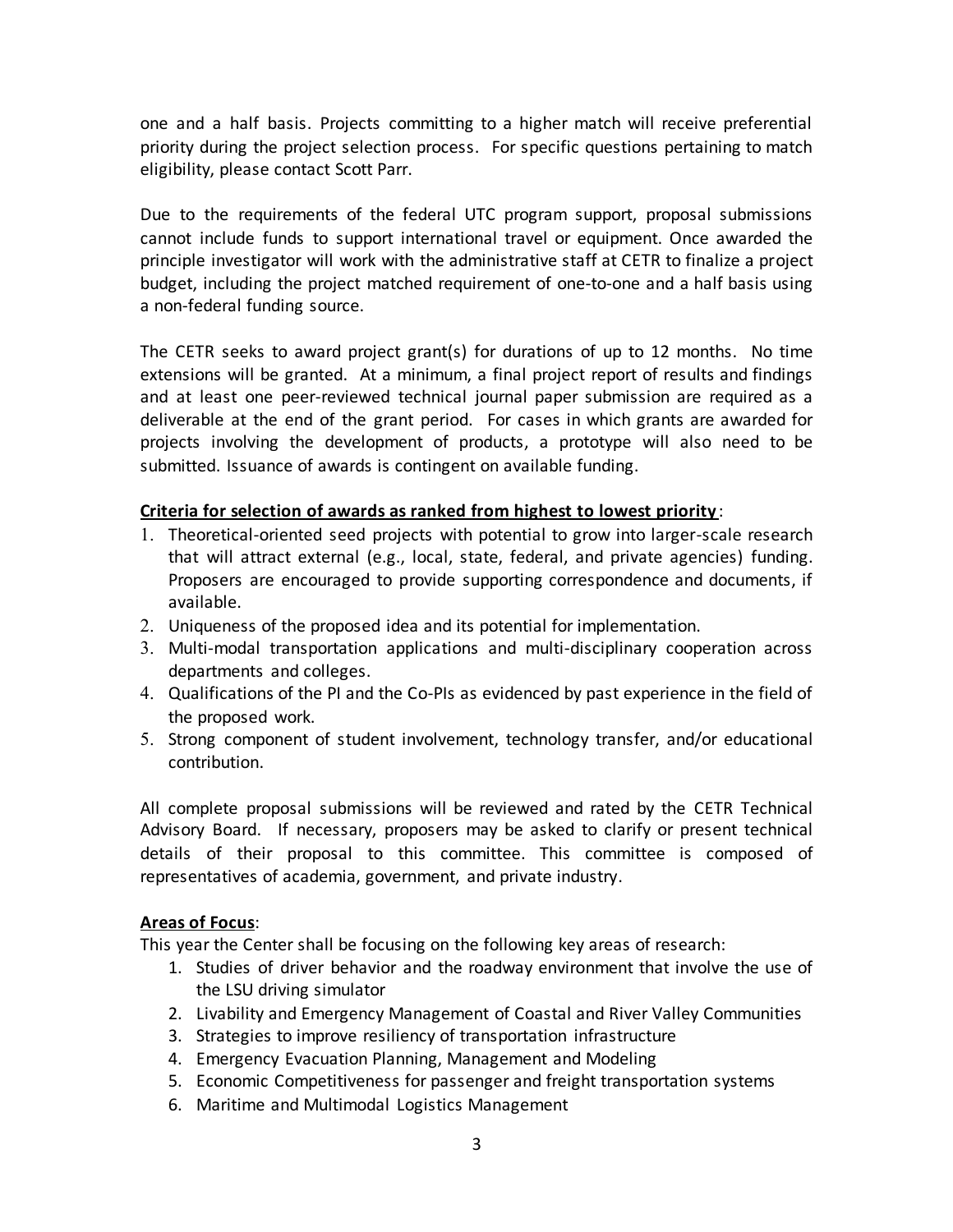one and a half basis. Projects committing to a higher match will receive preferential priority during the project selection process. For specific questions pertaining to match eligibility, please contact Scott Parr.

Due to the requirements of the federal UTC program support, proposal submissions cannot include funds to support international travel or equipment. Once awarded the principle investigator will work with the administrative staff at CETR to finalize a project budget, including the project matched requirement of one-to-one and a half basis using a non-federal funding source.

The CETR seeks to award project grant(s) for durations of up to 12 months. No time extensions will be granted. At a minimum, a final project report of results and findings and at least one peer-reviewed technical journal paper submission are required as a deliverable at the end of the grant period. For cases in which grants are awarded for projects involving the development of products, a prototype will also need to be submitted. Issuance of awards is contingent on available funding.

**Criteria for selection of awards as ranked from highest to lowest priority**:

1. Theoretical-oriented seed projects with potential to grow into larger-scale research that will attract external (e.g., local, state, federal, and private agencies) funding. Proposers are encouraged to provide supporting correspondence and documents, if available.
2. Uniqueness of the proposed idea and its potential for implementation.
3. Multi-modal transportation applications and multi-disciplinary cooperation across departments and colleges.
4. Qualifications of the PI and the Co-PIs as evidenced by past experience in the field of the proposed work.
5. Strong component of student involvement, technology transfer, and/or educational contribution.

All complete proposal submissions will be reviewed and rated by the CETR Technical Advisory Board. If necessary, proposers may be asked to clarify or present technical details of their proposal to this committee. This committee is composed of representatives of academia, government, and private industry.

**Areas of Focus**:

This year the Center shall be focusing on the following key areas of research:

1. Studies of driver behavior and the roadway environment that involve the use of the LSU driving simulator
2. Livability and Emergency Management of Coastal and River Valley Communities
3. Strategies to improve resiliency of transportation infrastructure
4. Emergency Evacuation Planning, Management and Modeling
5. Economic Competitiveness for passenger and freight transportation systems
6. Maritime and Multimodal Logistics Management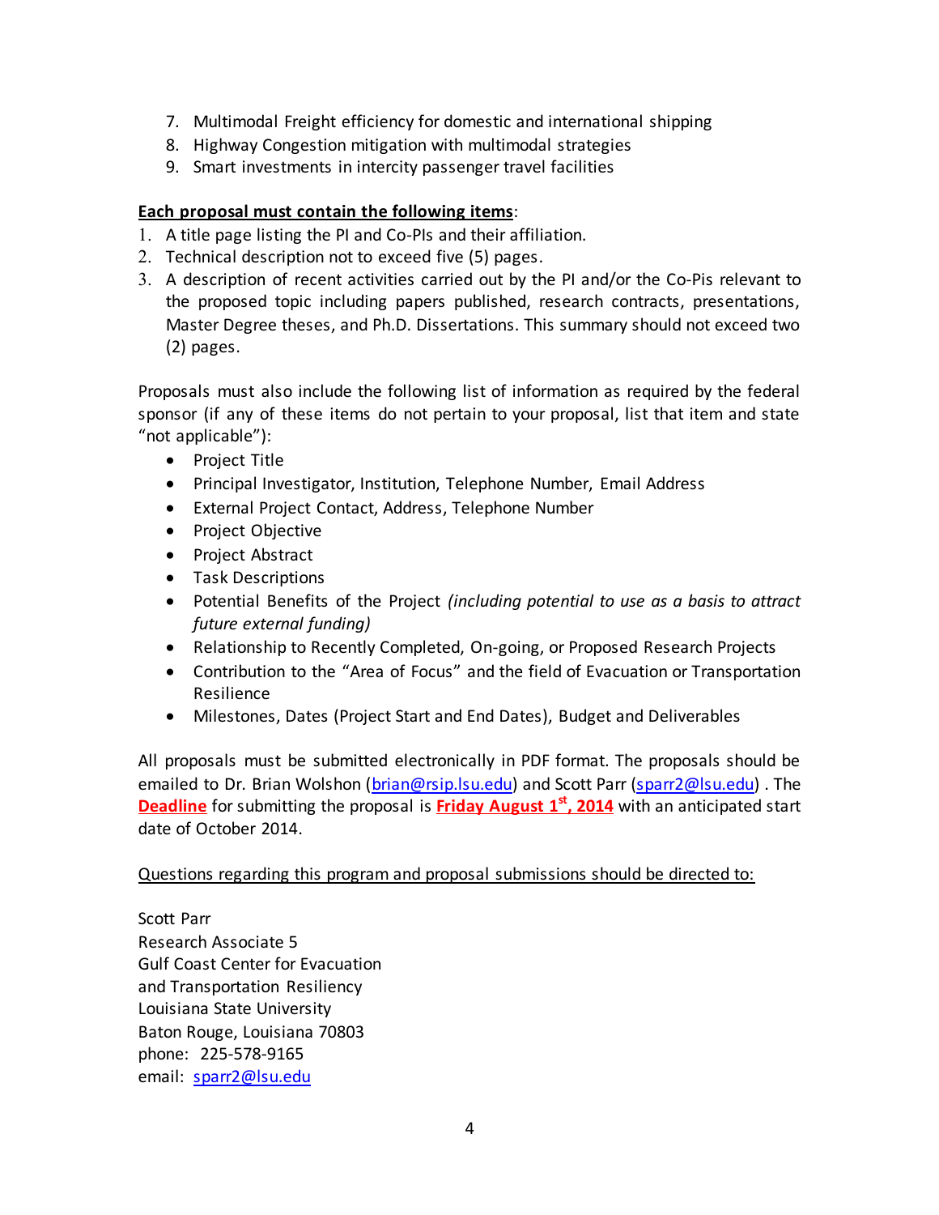7. Multimodal Freight efficiency for domestic and international shipping
8. Highway Congestion mitigation with multimodal strategies
9. Smart investments in intercity passenger travel facilities

**Each proposal must contain the following items**:

1. A title page listing the PI and Co-PIs and their affiliation.
2. Technical description not to exceed five (5) pages.
3. A description of recent activities carried out by the PI and/or the Co-Pis relevant to the proposed topic including papers published, research contracts, presentations, Master Degree theses, and Ph.D. Dissertations. This summary should not exceed two (2) pages.

Proposals must also include the following list of information as required by the federal sponsor (if any of these items do not pertain to your proposal, list that item and state "not applicable"):

- Project Title
- Principal Investigator, Institution, Telephone Number, Email Address
- External Project Contact, Address, Telephone Number
- Project Objective
- Project Abstract
- Task Descriptions
- Potential Benefits of the Project *(including potential to use as a basis to attract future external funding)*
- Relationship to Recently Completed, On-going, or Proposed Research Projects
- Contribution to the "Area of Focus" and the field of Evacuation or Transportation Resilience
- Milestones, Dates (Project Start and End Dates), Budget and Deliverables

All proposals must be submitted electronically in PDF format. The proposals should be emailed to Dr. Brian Wolshon (brian@rsip.lsu.edu) and Scott Parr (sparr2@lsu.edu) . The **Deadline** for submitting the proposal is **Friday August 1st, 2014** with an anticipated start date of October 2014.

Questions regarding this program and proposal submissions should be directed to:

Scott Parr
Research Associate 5
Gulf Coast Center for Evacuation
and Transportation Resiliency
Louisiana State University
Baton Rouge, Louisiana 70803
phone: 225-578-9165
email: sparr2@lsu.edu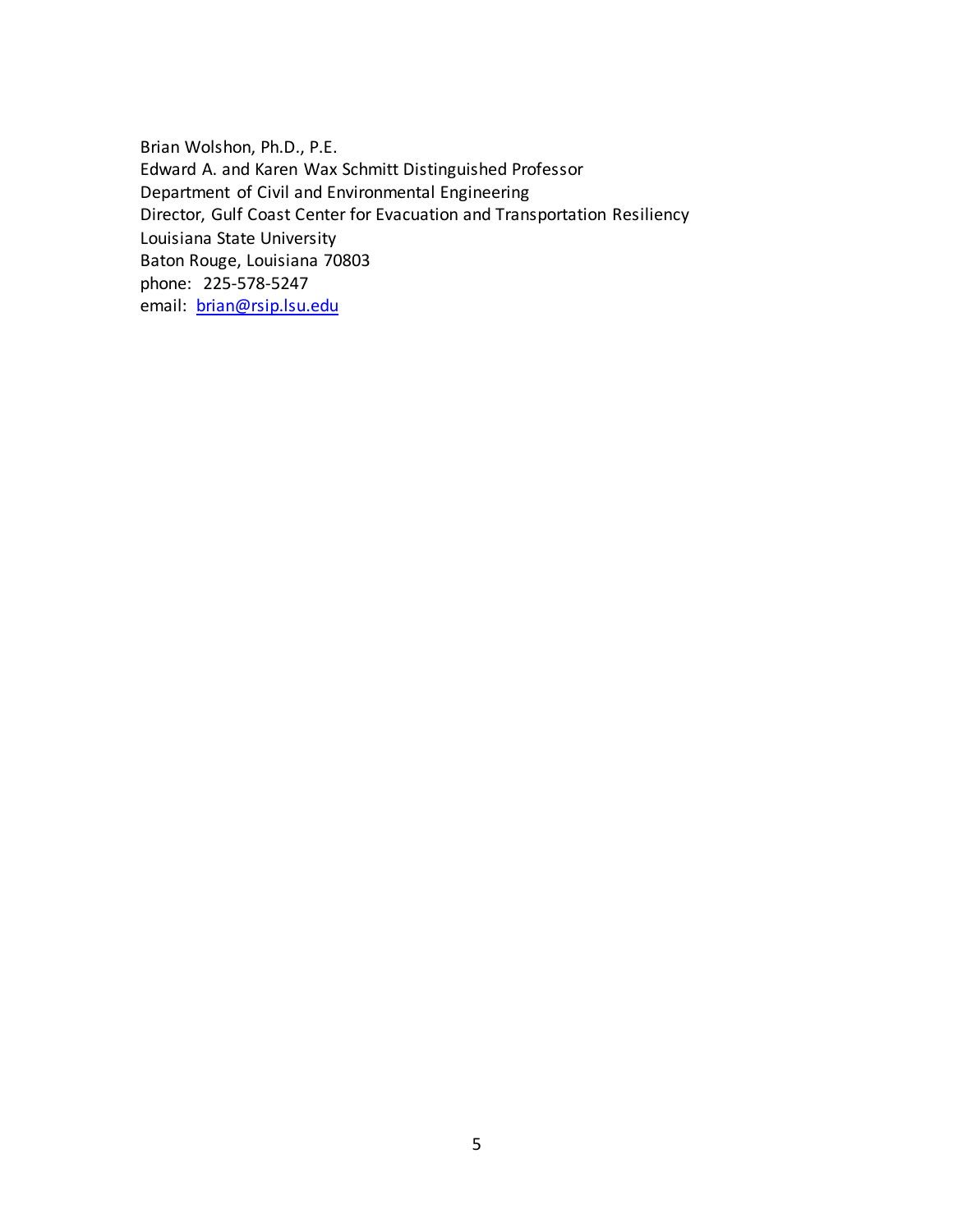Brian Wolshon, Ph.D., P.E.
Edward A. and Karen Wax Schmitt Distinguished Professor
Department of Civil and Environmental Engineering
Director, Gulf Coast Center for Evacuation and Transportation Resiliency
Louisiana State University
Baton Rouge, Louisiana 70803
phone: 225-578-5247
email: brian@rsip.lsu.edu